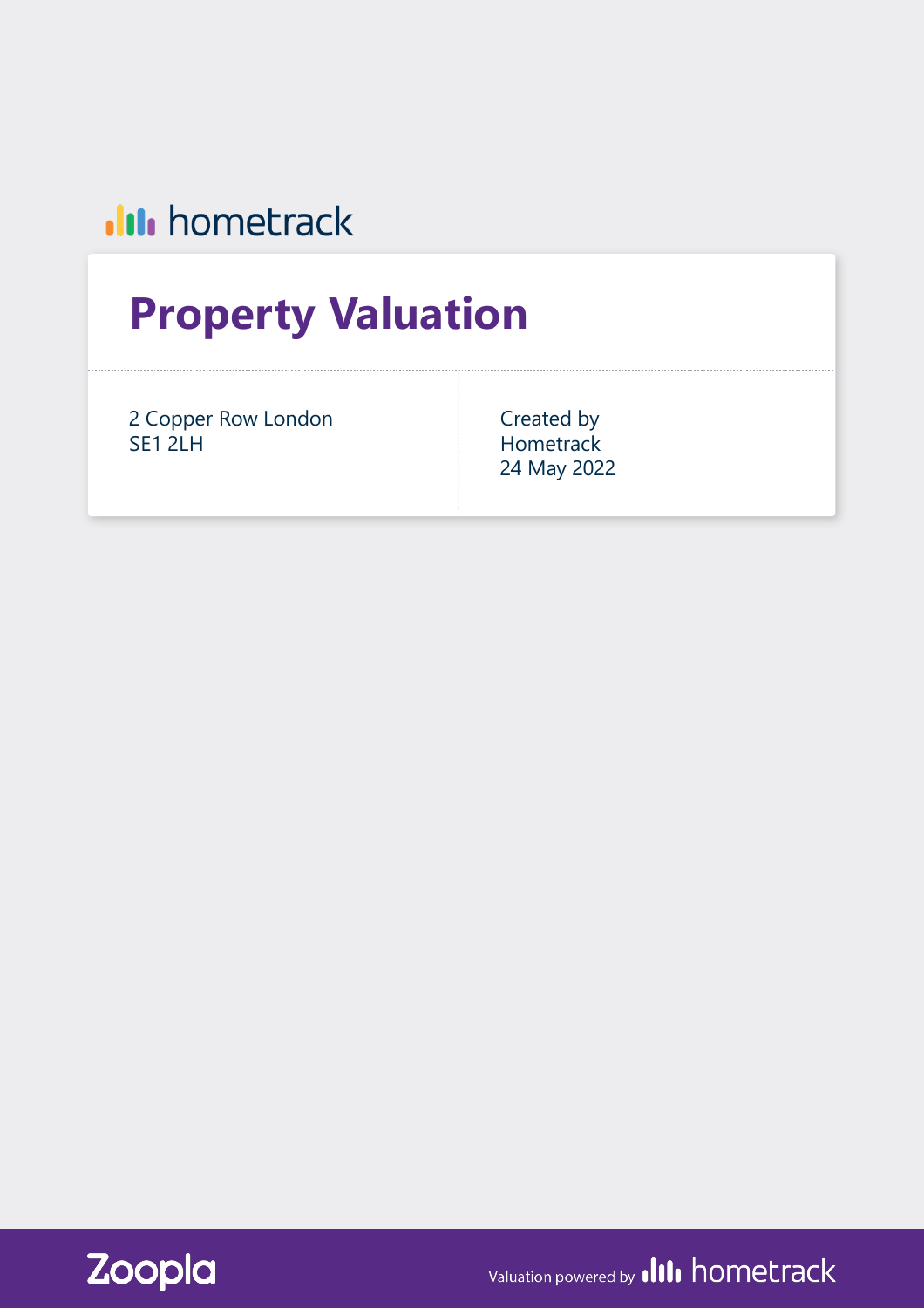hometrack

# Property Valuation

2 Copper Row London
SE1 2LH

Created by
Hometrack
24 May 2022

Zoopla

Valuation powered by hometrack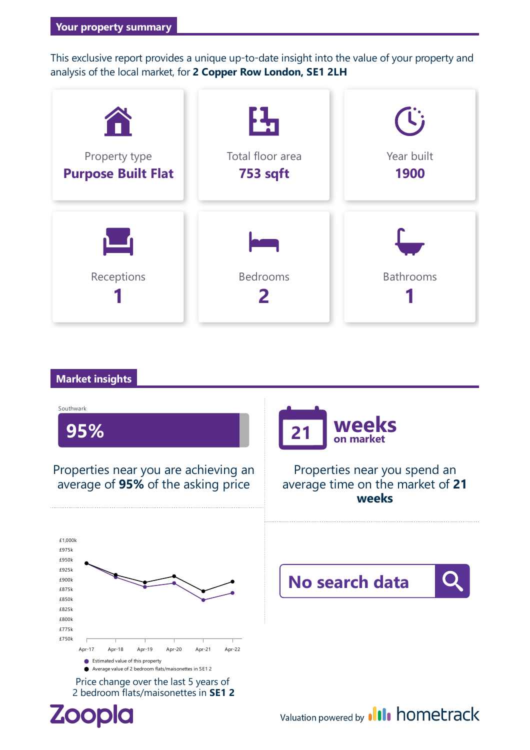## Your property summary

This exclusive report provides a unique up-to-date insight into the value of your property and analysis of the local market, for **2 Copper Row London, SE1 2LH**

| | | |
|---|---|---|
| Property type **Purpose Built Flat** | Total floor area **753 sqft** | Year built **1900** |
| Receptions **1** | Bedrooms **2** | Bathrooms **1** |

## Market insights

Southwark

**95%**

Properties near you are achieving an average of **95%** of the asking price

**21 weeks** on market

Properties near you spend an average time on the market of **21 weeks**

£1,000k
£975k
£950k
£925k
£900k
£875k
£850k
£825k
£800k
£775k
£750k

Apr-17 Apr-18 Apr-19 Apr-20 Apr-21 Apr-22

- Estimated value of this property
- Average value of 2 bedroom flats/maisonettes in SE1 2

Price change over the last 5 years of 2 bedroom flats/maisonettes in **SE1 2**

**No search data**

Zoopla

Valuation powered by hometrack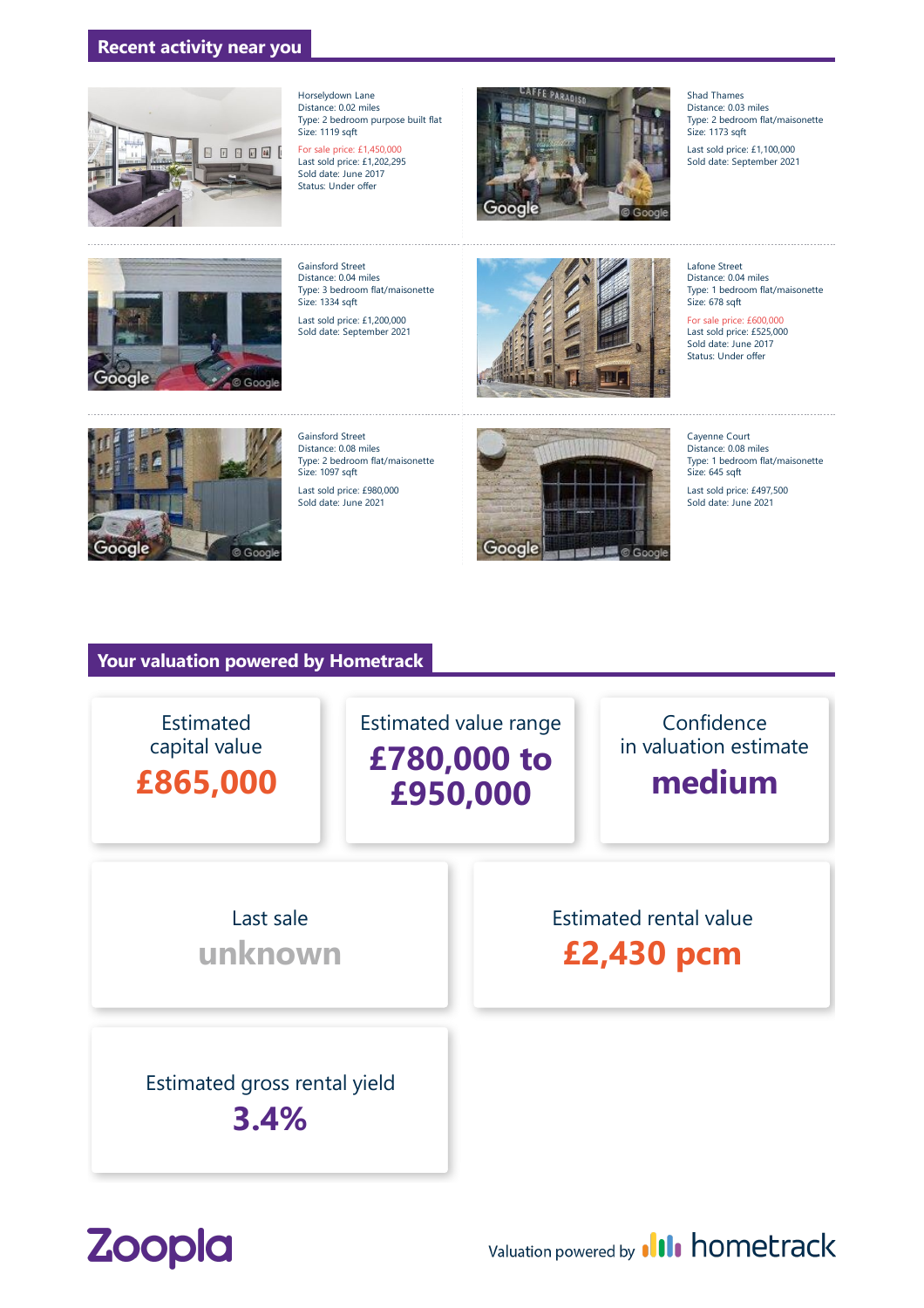## Recent activity near you

Horselydown Lane
Distance: 0.02 miles
Type: 2 bedroom purpose built flat
Size: 1119 sqft

For sale price: £1,450,000
Last sold price: £1,202,295
Sold date: June 2017
Status: Under offer

Shad Thames
Distance: 0.03 miles
Type: 2 bedroom flat/maisonette
Size: 1173 sqft

Last sold price: £1,100,000
Sold date: September 2021

Gainsford Street
Distance: 0.04 miles
Type: 3 bedroom flat/maisonette
Size: 1334 sqft

Last sold price: £1,200,000
Sold date: September 2021

Lafone Street
Distance: 0.04 miles
Type: 1 bedroom flat/maisonette
Size: 678 sqft

For sale price: £600,000
Last sold price: £525,000
Sold date: June 2017
Status: Under offer

Gainsford Street
Distance: 0.08 miles
Type: 2 bedroom flat/maisonette
Size: 1097 sqft

Last sold price: £980,000
Sold date: June 2021

Cayenne Court
Distance: 0.08 miles
Type: 1 bedroom flat/maisonette
Size: 645 sqft

Last sold price: £497,500
Sold date: June 2021

## Your valuation powered by Hometrack

Estimated capital value
**£865,000**

Estimated value range
**£780,000 to £950,000**

Confidence in valuation estimate
**medium**

Last sale
**unknown**

Estimated rental value
**£2,430 pcm**

Estimated gross rental yield
**3.4%**

Zoopla

Valuation powered by hometrack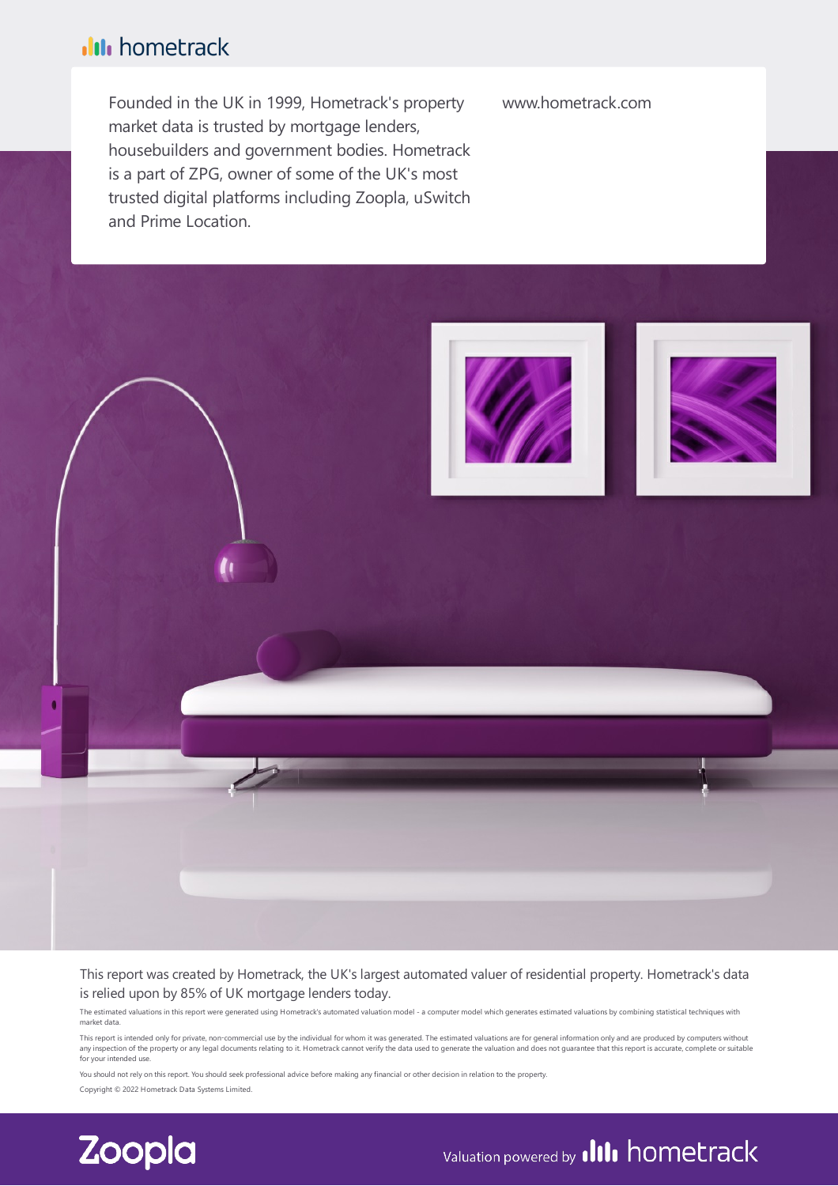hometrack

Founded in the UK in 1999, Hometrack's property market data is trusted by mortgage lenders, housebuilders and government bodies. Hometrack is a part of ZPG, owner of some of the UK's most trusted digital platforms including Zoopla, uSwitch and Prime Location.

www.hometrack.com

This report was created by Hometrack, the UK's largest automated valuer of residential property. Hometrack's data is relied upon by 85% of UK mortgage lenders today.

The estimated valuations in this report were generated using Hometrack's automated valuation model - a computer model which generates estimated valuations by combining statistical techniques with market data.

This report is intended only for private, non-commercial use by the individual for whom it was generated. The estimated valuations are for general information only and are produced by computers without any inspection of the property or any legal documents relating to it. Hometrack cannot verify the data used to generate the valuation and does not guarantee that this report is accurate, complete or suitable for your intended use.

You should not rely on this report. You should seek professional advice before making any financial or other decision in relation to the property.

Copyright © 2022 Hometrack Data Systems Limited.

Zoopla

Valuation powered by hometrack